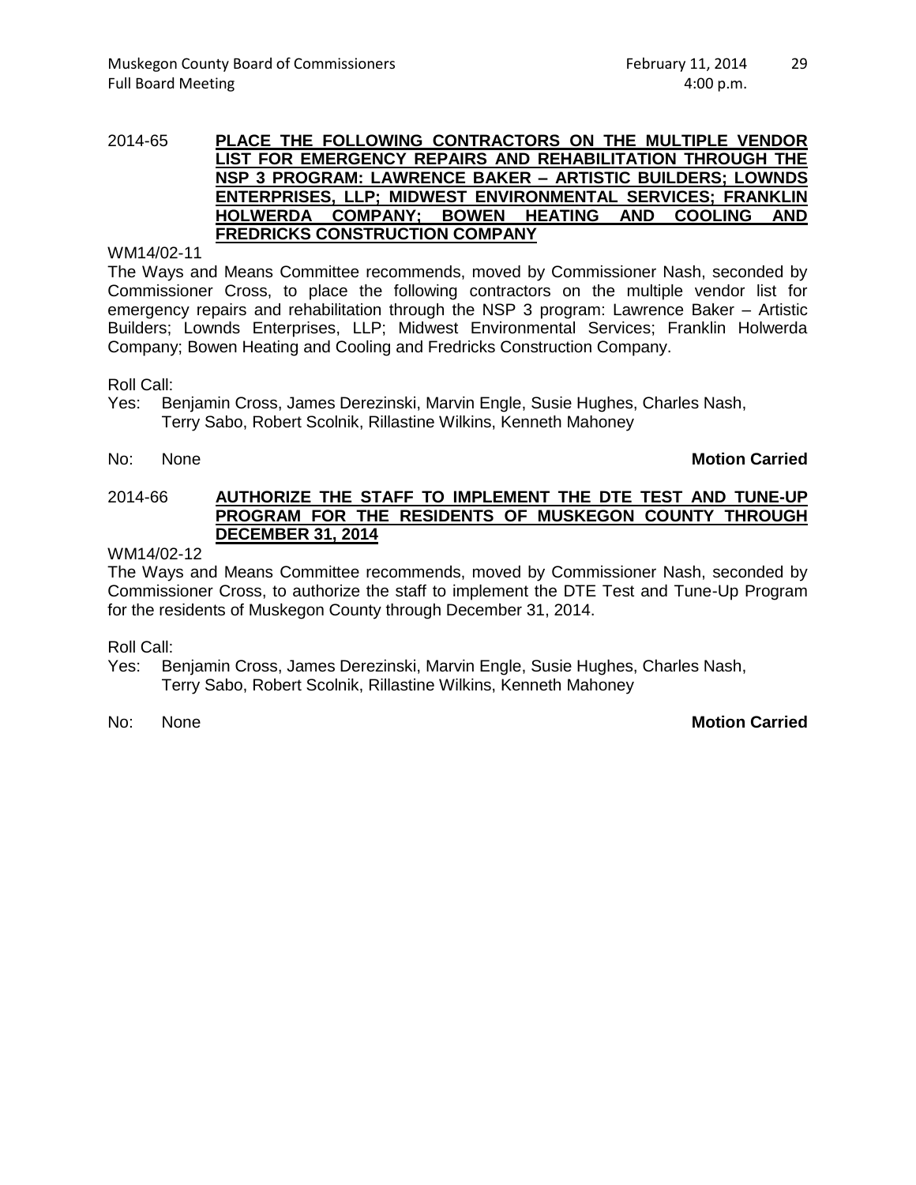2014-65 **PLACE THE FOLLOWING CONTRACTORS ON THE MULTIPLE VENDOR LIST FOR EMERGENCY REPAIRS AND REHABILITATION THROUGH THE NSP 3 PROGRAM: LAWRENCE BAKER – ARTISTIC BUILDERS; LOWNDS ENTERPRISES, LLP; MIDWEST ENVIRONMENTAL SERVICES; FRANKLIN HOLWERDA COMPANY; BOWEN HEATING AND COOLING AND FREDRICKS CONSTRUCTION COMPANY**

WM14/02-11

The Ways and Means Committee recommends, moved by Commissioner Nash, seconded by Commissioner Cross, to place the following contractors on the multiple vendor list for emergency repairs and rehabilitation through the NSP 3 program: Lawrence Baker – Artistic Builders; Lownds Enterprises, LLP; Midwest Environmental Services; Franklin Holwerda Company; Bowen Heating and Cooling and Fredricks Construction Company.

Roll Call:

Yes: Benjamin Cross, James Derezinski, Marvin Engle, Susie Hughes, Charles Nash, Terry Sabo, Robert Scolnik, Rillastine Wilkins, Kenneth Mahoney

No: None **Motion Carried**

2014-66 **AUTHORIZE THE STAFF TO IMPLEMENT THE DTE TEST AND TUNE-UP PROGRAM FOR THE RESIDENTS OF MUSKEGON COUNTY THROUGH DECEMBER 31, 2014**

WM14/02-12

The Ways and Means Committee recommends, moved by Commissioner Nash, seconded by Commissioner Cross, to authorize the staff to implement the DTE Test and Tune-Up Program for the residents of Muskegon County through December 31, 2014.

Roll Call:

Yes: Benjamin Cross, James Derezinski, Marvin Engle, Susie Hughes, Charles Nash, Terry Sabo, Robert Scolnik, Rillastine Wilkins, Kenneth Mahoney

No: None **Motion Carried**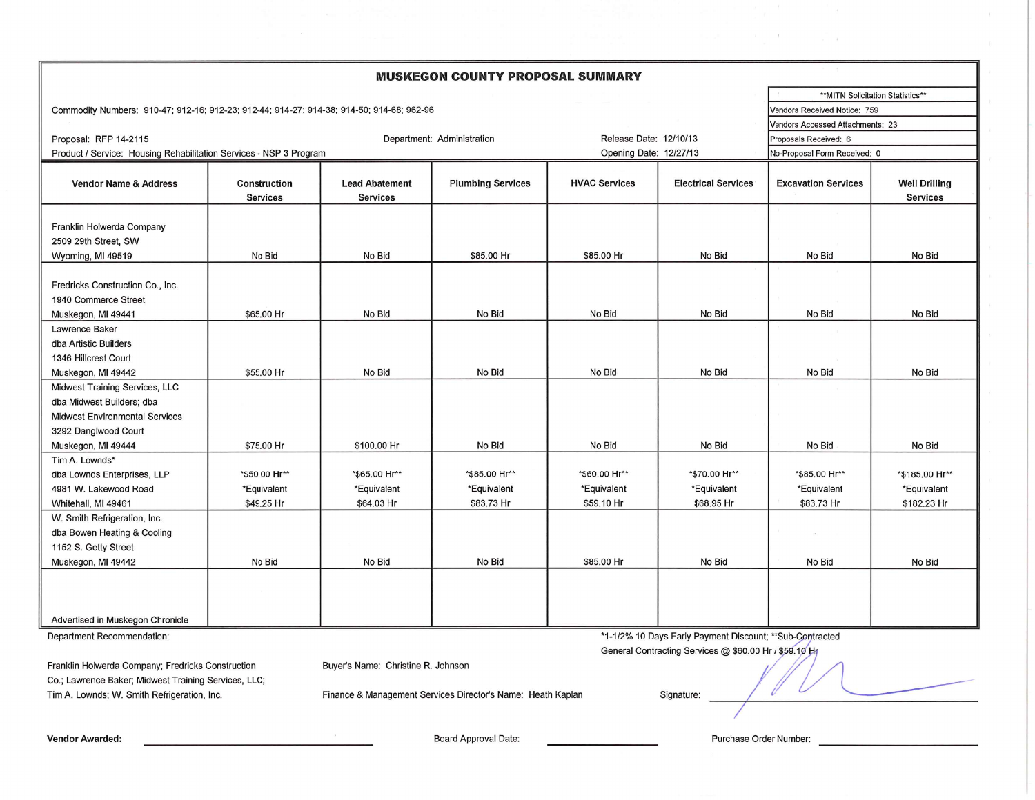# MUSKEGON COUNTY PROPOSAL SUMMARY

Commodity Numbers: 910-47; 912-16; 912-23; 912-44; 914-27; 914-38; 914-50; 914-68; 962-96

Proposal: RFP 14-2115

Product / Service: Housing Rehabilitation Services - NSP 3 Program

Department: Administration

Release Date: 12/10/13

Opening Date: 12/27/13

| **MITN Solicitation Statistics** |
|---|
| Vendors Received Notice: 759 |
| Vendors Accessed Attachments: 23 |
| Proposals Received: 6 |
| No-Proposal Form Received: 0 |

| Vendor Name & Address | Construction Services | Lead Abatement Services | Plumbing Services | HVAC Services | Electrical Services | Excavation Services | Well Drilling Services |
|---|---|---|---|---|---|---|---|
| Franklin Holwerda Company<br>2509 29th Street, SW<br>Wyoming, MI 49519 | No Bid | No Bid | $85.00 Hr | $85.00 Hr | No Bid | No Bid | No Bid |
| Fredricks Construction Co., Inc.<br>1940 Commerce Street<br>Muskegon, MI 49441 | $65.00 Hr | No Bid | No Bid | No Bid | No Bid | No Bid | No Bid |
| Lawrence Baker<br>dba Artistic Builders<br>1346 Hillcrest Court<br>Muskegon, MI 49442 | $55.00 Hr | No Bid | No Bid | No Bid | No Bid | No Bid | No Bid |
| Midwest Training Services, LLC<br>dba Midwest Builders; dba<br>Midwest Environmental Services<br>3292 Danglwood Court<br>Muskegon, MI 49444 | $75.00 Hr | $100.00 Hr | No Bid | No Bid | No Bid | No Bid | No Bid |
| Tim A. Lownds*<br>dba Lownds Enterprises, LLP<br>4981 W. Lakewood Road<br>Whitehall, MI 49461 | *$50.00 Hr**<br>*Equivalent<br>$49.25 Hr | *$65.00 Hr**<br>*Equivalent<br>$64.03 Hr | *$85.00 Hr**<br>*Equivalent<br>$83.73 Hr | *$60.00 Hr**<br>*Equivalent<br>$59.10 Hr | *$70.00 Hr**<br>*Equivalent<br>$68.95 Hr | *$85.00 Hr**<br>*Equivalent<br>$83.73 Hr | *$185.00 Hr**<br>*Equivalent<br>$182.23 Hr |
| W. Smith Refrigeration, Inc.<br>dba Bowen Heating & Cooling<br>1152 S. Getty Street<br>Muskegon, MI 49442 | No Bid | No Bid | No Bid | $85.00 Hr | No Bid | No Bid | No Bid |
| Advertised in Muskegon Chronicle | | | | | | | |

*1-1/2% 10 Days Early Payment Discount; **Sub-Contracted General Contracting Services @ $60.00 Hr / $59.10 Hr

Department Recommendation:

Franklin Holwerda Company; Fredricks Construction Co.; Lawrence Baker; Midwest Training Services, LLC; Tim A. Lownds; W. Smith Refrigeration, Inc.

Buyer's Name: Christine R. Johnson

Finance & Management Services Director's Name: Heath Kaplan

Signature:

**Vendor Awarded:** \_\_\_\_\_\_\_\_\_\_

Board Approval Date: \_\_\_\_\_\_\_\_\_\_

Purchase Order Number: \_\_\_\_\_\_\_\_\_\_